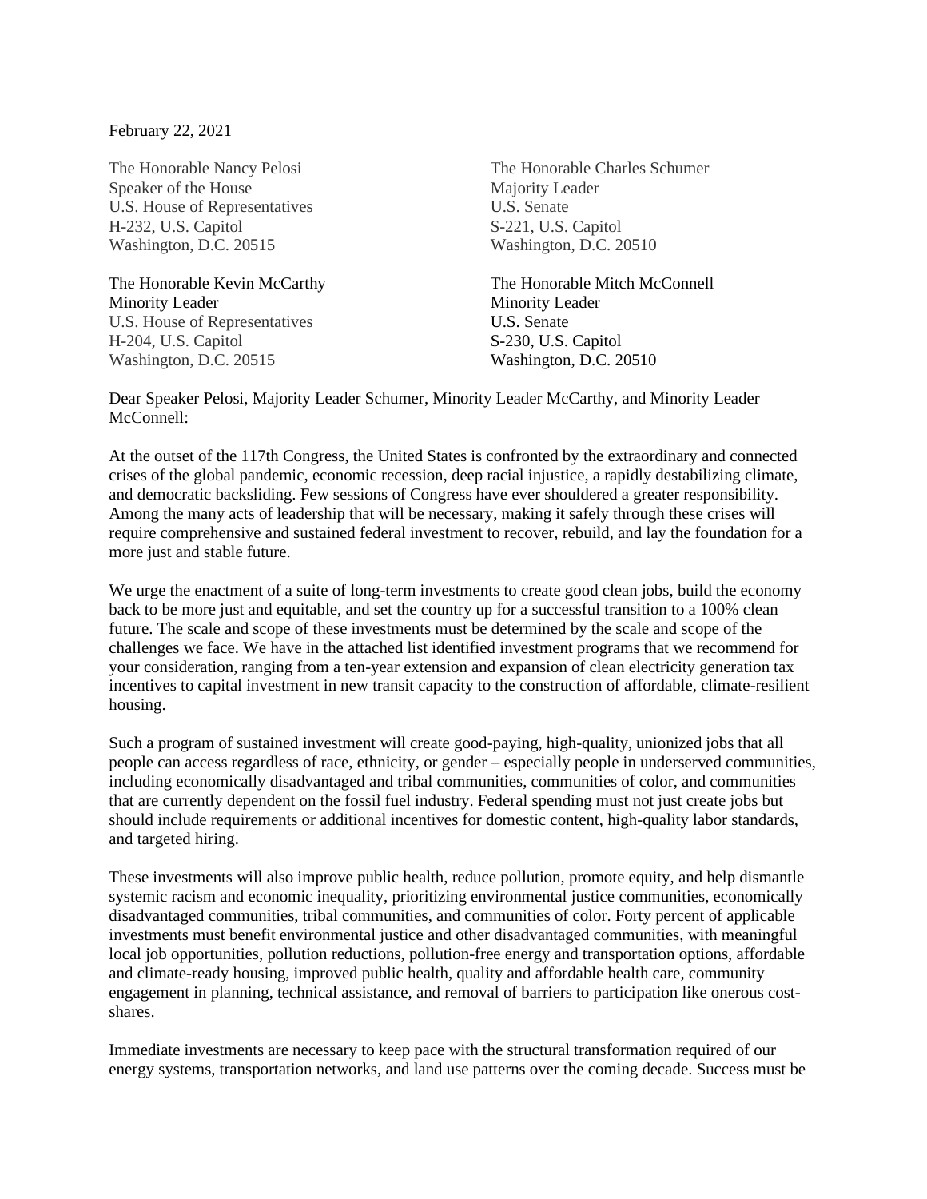February 22, 2021

The Honorable Nancy Pelosi
Speaker of the House
U.S. House of Representatives
H-232, U.S. Capitol
Washington, D.C. 20515

The Honorable Charles Schumer
Majority Leader
U.S. Senate
S-221, U.S. Capitol
Washington, D.C. 20510

The Honorable Kevin McCarthy
Minority Leader
U.S. House of Representatives
H-204, U.S. Capitol
Washington, D.C. 20515

The Honorable Mitch McConnell
Minority Leader
U.S. Senate
S-230, U.S. Capitol
Washington, D.C. 20510

Dear Speaker Pelosi, Majority Leader Schumer, Minority Leader McCarthy, and Minority Leader McConnell:

At the outset of the 117th Congress, the United States is confronted by the extraordinary and connected crises of the global pandemic, economic recession, deep racial injustice, a rapidly destabilizing climate, and democratic backsliding. Few sessions of Congress have ever shouldered a greater responsibility. Among the many acts of leadership that will be necessary, making it safely through these crises will require comprehensive and sustained federal investment to recover, rebuild, and lay the foundation for a more just and stable future.

We urge the enactment of a suite of long-term investments to create good clean jobs, build the economy back to be more just and equitable, and set the country up for a successful transition to a 100% clean future. The scale and scope of these investments must be determined by the scale and scope of the challenges we face. We have in the attached list identified investment programs that we recommend for your consideration, ranging from a ten-year extension and expansion of clean electricity generation tax incentives to capital investment in new transit capacity to the construction of affordable, climate-resilient housing.

Such a program of sustained investment will create good-paying, high-quality, unionized jobs that all people can access regardless of race, ethnicity, or gender – especially people in underserved communities, including economically disadvantaged and tribal communities, communities of color, and communities that are currently dependent on the fossil fuel industry. Federal spending must not just create jobs but should include requirements or additional incentives for domestic content, high-quality labor standards, and targeted hiring.

These investments will also improve public health, reduce pollution, promote equity, and help dismantle systemic racism and economic inequality, prioritizing environmental justice communities, economically disadvantaged communities, tribal communities, and communities of color. Forty percent of applicable investments must benefit environmental justice and other disadvantaged communities, with meaningful local job opportunities, pollution reductions, pollution-free energy and transportation options, affordable and climate-ready housing, improved public health, quality and affordable health care, community engagement in planning, technical assistance, and removal of barriers to participation like onerous cost-shares.

Immediate investments are necessary to keep pace with the structural transformation required of our energy systems, transportation networks, and land use patterns over the coming decade. Success must be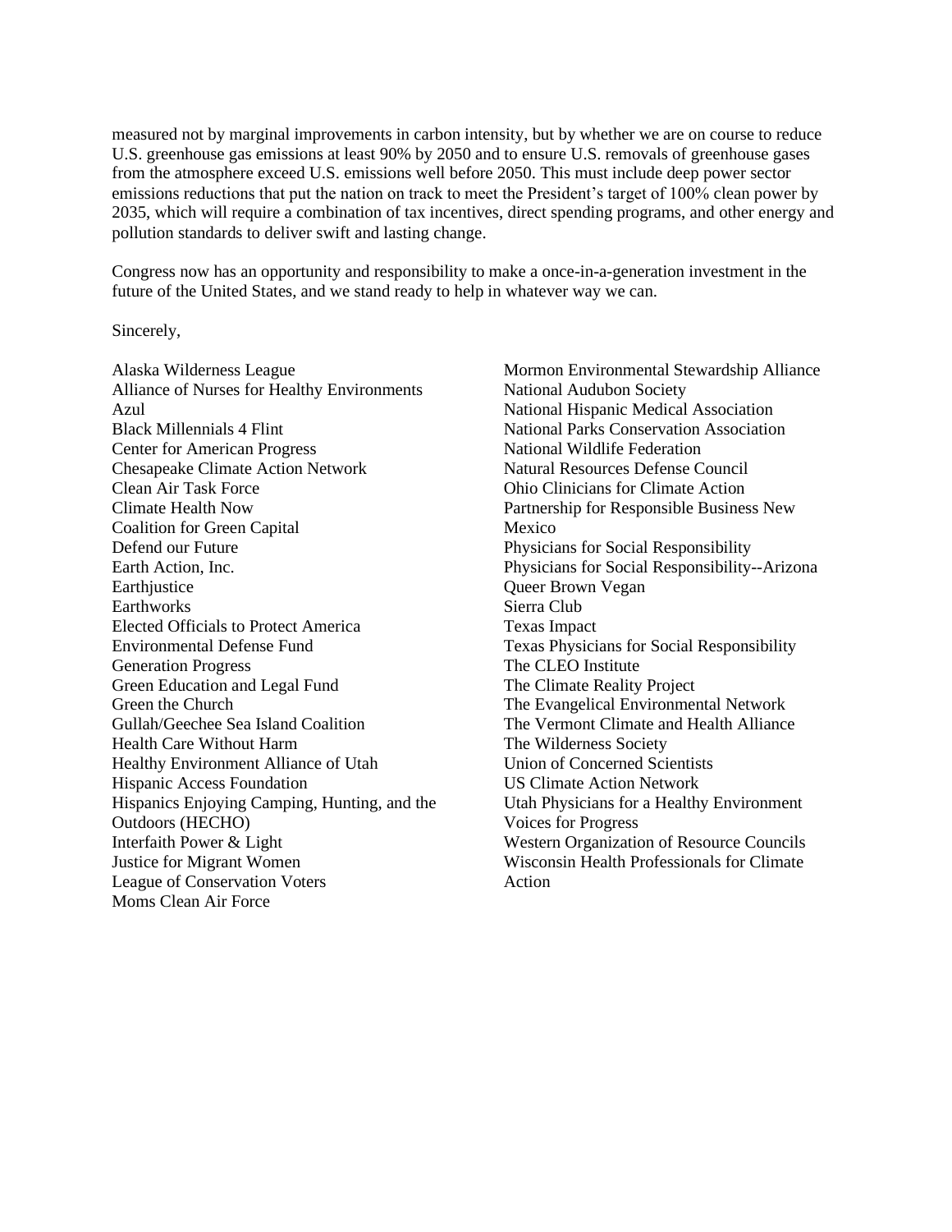measured not by marginal improvements in carbon intensity, but by whether we are on course to reduce U.S. greenhouse gas emissions at least 90% by 2050 and to ensure U.S. removals of greenhouse gases from the atmosphere exceed U.S. emissions well before 2050. This must include deep power sector emissions reductions that put the nation on track to meet the President's target of 100% clean power by 2035, which will require a combination of tax incentives, direct spending programs, and other energy and pollution standards to deliver swift and lasting change.

Congress now has an opportunity and responsibility to make a once-in-a-generation investment in the future of the United States, and we stand ready to help in whatever way we can.

Sincerely,

Alaska Wilderness League
Alliance of Nurses for Healthy Environments
Azul
Black Millennials 4 Flint
Center for American Progress
Chesapeake Climate Action Network
Clean Air Task Force
Climate Health Now
Coalition for Green Capital
Defend our Future
Earth Action, Inc.
Earthjustice
Earthworks
Elected Officials to Protect America
Environmental Defense Fund
Generation Progress
Green Education and Legal Fund
Green the Church
Gullah/Geechee Sea Island Coalition
Health Care Without Harm
Healthy Environment Alliance of Utah
Hispanic Access Foundation
Hispanics Enjoying Camping, Hunting, and the Outdoors (HECHO)
Interfaith Power & Light
Justice for Migrant Women
League of Conservation Voters
Moms Clean Air Force
Mormon Environmental Stewardship Alliance
National Audubon Society
National Hispanic Medical Association
National Parks Conservation Association
National Wildlife Federation
Natural Resources Defense Council
Ohio Clinicians for Climate Action
Partnership for Responsible Business New Mexico
Physicians for Social Responsibility
Physicians for Social Responsibility--Arizona
Queer Brown Vegan
Sierra Club
Texas Impact
Texas Physicians for Social Responsibility
The CLEO Institute
The Climate Reality Project
The Evangelical Environmental Network
The Vermont Climate and Health Alliance
The Wilderness Society
Union of Concerned Scientists
US Climate Action Network
Utah Physicians for a Healthy Environment
Voices for Progress
Western Organization of Resource Councils
Wisconsin Health Professionals for Climate Action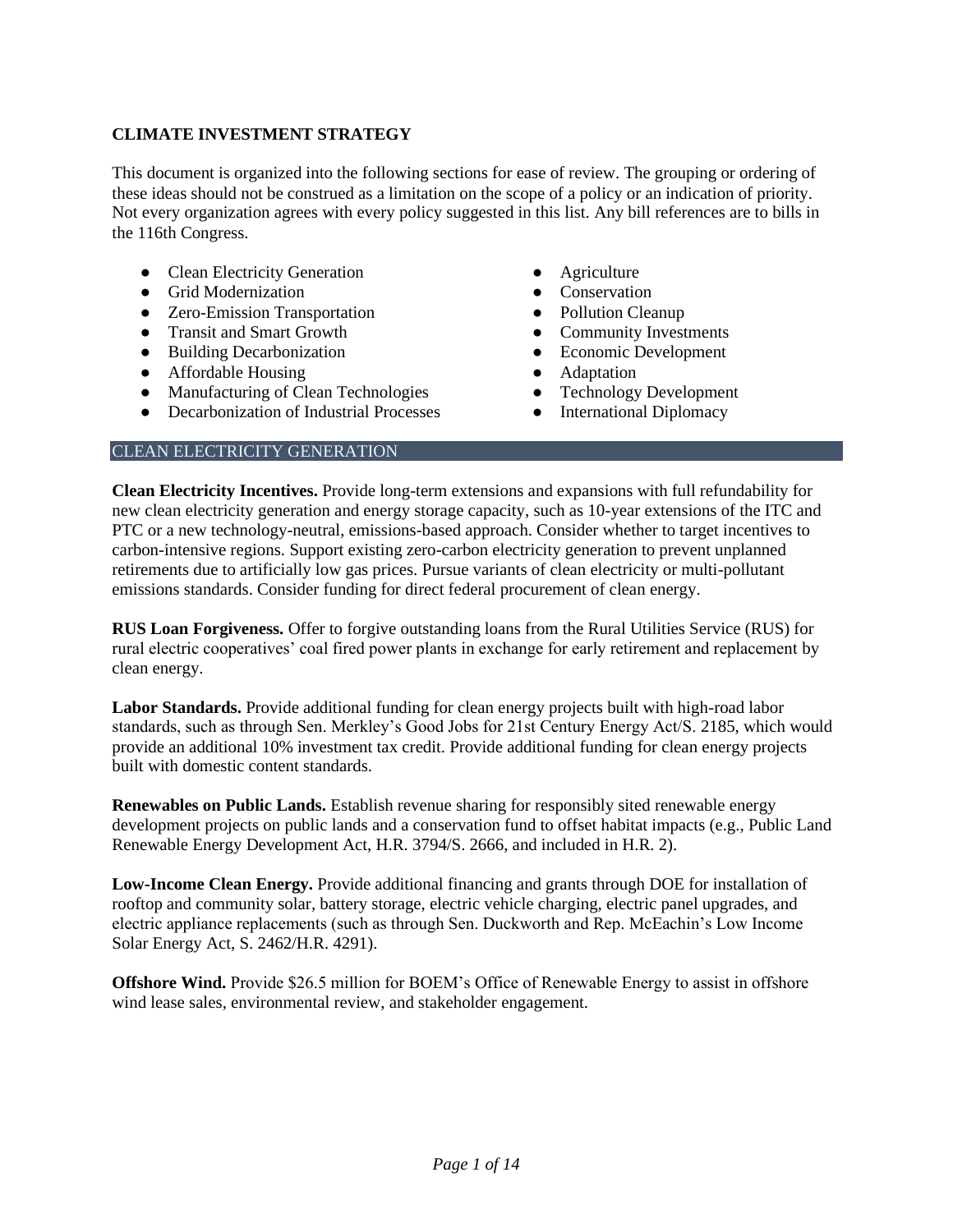**CLIMATE INVESTMENT STRATEGY**

This document is organized into the following sections for ease of review. The grouping or ordering of these ideas should not be construed as a limitation on the scope of a policy or an indication of priority. Not every organization agrees with every policy suggested in this list. Any bill references are to bills in the 116th Congress.

- Clean Electricity Generation
- Grid Modernization
- Zero-Emission Transportation
- Transit and Smart Growth
- Building Decarbonization
- Affordable Housing
- Manufacturing of Clean Technologies
- Decarbonization of Industrial Processes
- Agriculture
- Conservation
- Pollution Cleanup
- Community Investments
- Economic Development
- Adaptation
- Technology Development
- International Diplomacy

## CLEAN ELECTRICITY GENERATION

**Clean Electricity Incentives.** Provide long-term extensions and expansions with full refundability for new clean electricity generation and energy storage capacity, such as 10-year extensions of the ITC and PTC or a new technology-neutral, emissions-based approach. Consider whether to target incentives to carbon-intensive regions. Support existing zero-carbon electricity generation to prevent unplanned retirements due to artificially low gas prices. Pursue variants of clean electricity or multi-pollutant emissions standards. Consider funding for direct federal procurement of clean energy.

**RUS Loan Forgiveness.** Offer to forgive outstanding loans from the Rural Utilities Service (RUS) for rural electric cooperatives' coal fired power plants in exchange for early retirement and replacement by clean energy.

**Labor Standards.** Provide additional funding for clean energy projects built with high-road labor standards, such as through Sen. Merkley's Good Jobs for 21st Century Energy Act/S. 2185, which would provide an additional 10% investment tax credit. Provide additional funding for clean energy projects built with domestic content standards.

**Renewables on Public Lands.** Establish revenue sharing for responsibly sited renewable energy development projects on public lands and a conservation fund to offset habitat impacts (e.g., Public Land Renewable Energy Development Act, H.R. 3794/S. 2666, and included in H.R. 2).

**Low-Income Clean Energy.** Provide additional financing and grants through DOE for installation of rooftop and community solar, battery storage, electric vehicle charging, electric panel upgrades, and electric appliance replacements (such as through Sen. Duckworth and Rep. McEachin's Low Income Solar Energy Act, S. 2462/H.R. 4291).

**Offshore Wind.** Provide $26.5 million for BOEM's Office of Renewable Energy to assist in offshore wind lease sales, environmental review, and stakeholder engagement.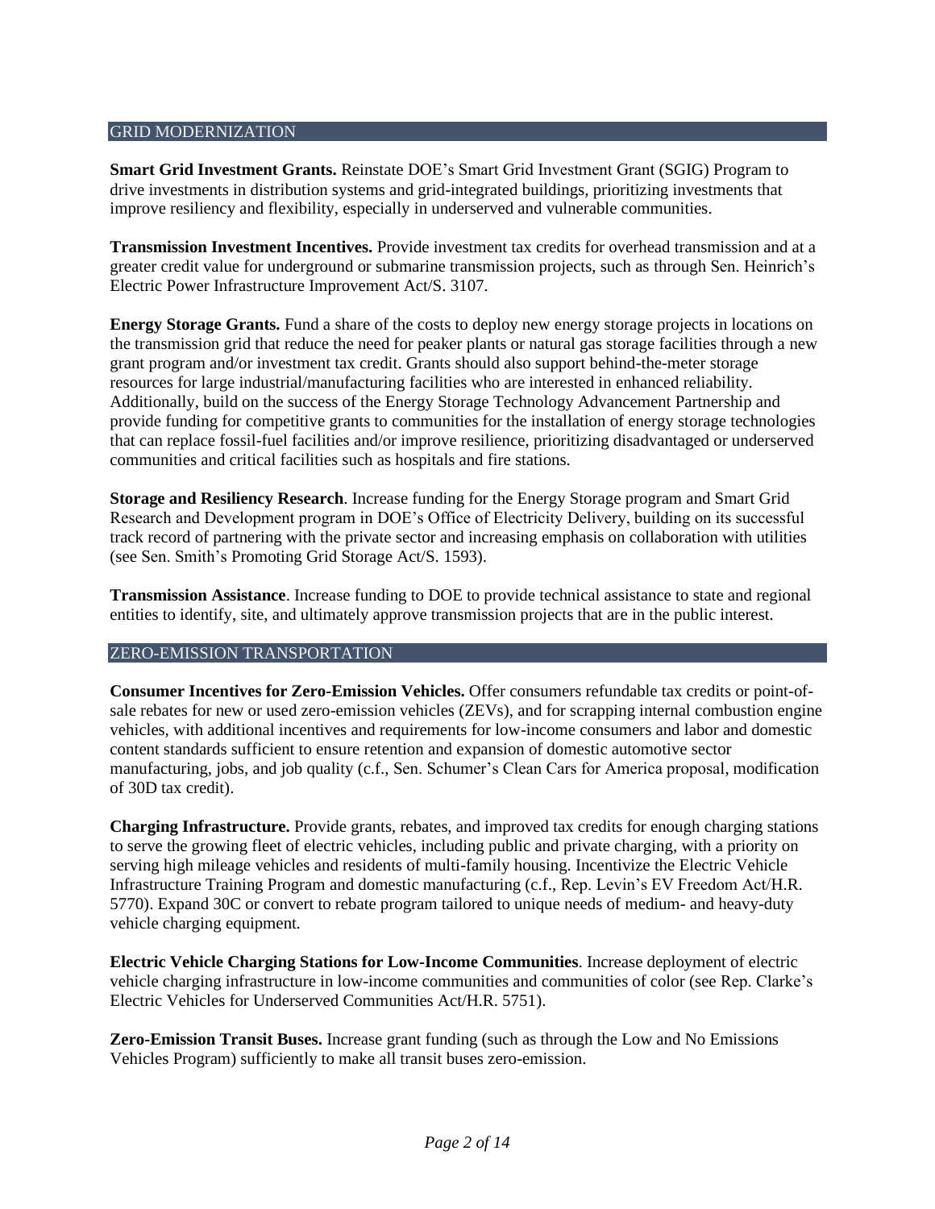## GRID MODERNIZATION

**Smart Grid Investment Grants.** Reinstate DOE's Smart Grid Investment Grant (SGIG) Program to drive investments in distribution systems and grid-integrated buildings, prioritizing investments that improve resiliency and flexibility, especially in underserved and vulnerable communities.

**Transmission Investment Incentives.** Provide investment tax credits for overhead transmission and at a greater credit value for underground or submarine transmission projects, such as through Sen. Heinrich's Electric Power Infrastructure Improvement Act/S. 3107.

**Energy Storage Grants.** Fund a share of the costs to deploy new energy storage projects in locations on the transmission grid that reduce the need for peaker plants or natural gas storage facilities through a new grant program and/or investment tax credit. Grants should also support behind-the-meter storage resources for large industrial/manufacturing facilities who are interested in enhanced reliability. Additionally, build on the success of the Energy Storage Technology Advancement Partnership and provide funding for competitive grants to communities for the installation of energy storage technologies that can replace fossil-fuel facilities and/or improve resilience, prioritizing disadvantaged or underserved communities and critical facilities such as hospitals and fire stations.

**Storage and Resiliency Research**. Increase funding for the Energy Storage program and Smart Grid Research and Development program in DOE's Office of Electricity Delivery, building on its successful track record of partnering with the private sector and increasing emphasis on collaboration with utilities (see Sen. Smith's Promoting Grid Storage Act/S. 1593).

**Transmission Assistance**. Increase funding to DOE to provide technical assistance to state and regional entities to identify, site, and ultimately approve transmission projects that are in the public interest.

## ZERO-EMISSION TRANSPORTATION

**Consumer Incentives for Zero-Emission Vehicles.** Offer consumers refundable tax credits or point-of-sale rebates for new or used zero-emission vehicles (ZEVs), and for scrapping internal combustion engine vehicles, with additional incentives and requirements for low-income consumers and labor and domestic content standards sufficient to ensure retention and expansion of domestic automotive sector manufacturing, jobs, and job quality (c.f., Sen. Schumer's Clean Cars for America proposal, modification of 30D tax credit).

**Charging Infrastructure.** Provide grants, rebates, and improved tax credits for enough charging stations to serve the growing fleet of electric vehicles, including public and private charging, with a priority on serving high mileage vehicles and residents of multi-family housing. Incentivize the Electric Vehicle Infrastructure Training Program and domestic manufacturing (c.f., Rep. Levin's EV Freedom Act/H.R. 5770). Expand 30C or convert to rebate program tailored to unique needs of medium- and heavy-duty vehicle charging equipment.

**Electric Vehicle Charging Stations for Low-Income Communities**. Increase deployment of electric vehicle charging infrastructure in low-income communities and communities of color (see Rep. Clarke's Electric Vehicles for Underserved Communities Act/H.R. 5751).

**Zero-Emission Transit Buses.** Increase grant funding (such as through the Low and No Emissions Vehicles Program) sufficiently to make all transit buses zero-emission.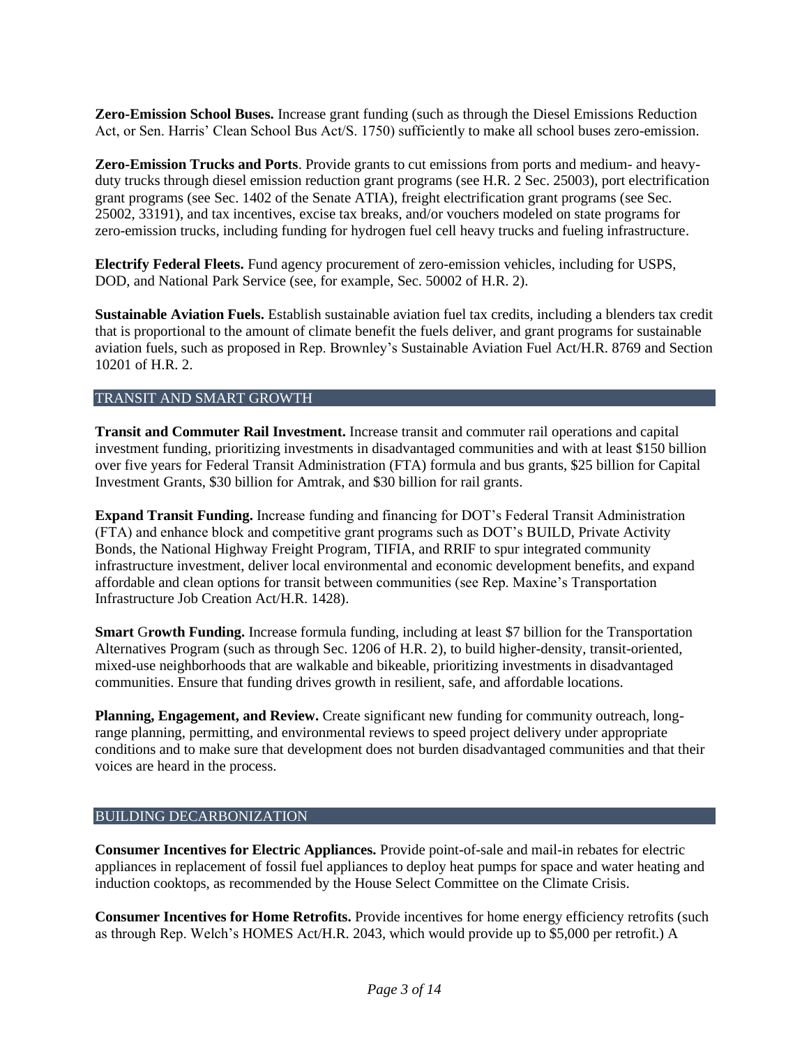**Zero-Emission School Buses.** Increase grant funding (such as through the Diesel Emissions Reduction Act, or Sen. Harris' Clean School Bus Act/S. 1750) sufficiently to make all school buses zero-emission.

**Zero-Emission Trucks and Ports**. Provide grants to cut emissions from ports and medium- and heavy-duty trucks through diesel emission reduction grant programs (see H.R. 2 Sec. 25003), port electrification grant programs (see Sec. 1402 of the Senate ATIA), freight electrification grant programs (see Sec. 25002, 33191), and tax incentives, excise tax breaks, and/or vouchers modeled on state programs for zero-emission trucks, including funding for hydrogen fuel cell heavy trucks and fueling infrastructure.

**Electrify Federal Fleets.** Fund agency procurement of zero-emission vehicles, including for USPS, DOD, and National Park Service (see, for example, Sec. 50002 of H.R. 2).

**Sustainable Aviation Fuels.** Establish sustainable aviation fuel tax credits, including a blenders tax credit that is proportional to the amount of climate benefit the fuels deliver, and grant programs for sustainable aviation fuels, such as proposed in Rep. Brownley's Sustainable Aviation Fuel Act/H.R. 8769 and Section 10201 of H.R. 2.

## TRANSIT AND SMART GROWTH

**Transit and Commuter Rail Investment.** Increase transit and commuter rail operations and capital investment funding, prioritizing investments in disadvantaged communities and with at least $150 billion over five years for Federal Transit Administration (FTA) formula and bus grants, $25 billion for Capital Investment Grants, $30 billion for Amtrak, and $30 billion for rail grants.

**Expand Transit Funding.** Increase funding and financing for DOT's Federal Transit Administration (FTA) and enhance block and competitive grant programs such as DOT's BUILD, Private Activity Bonds, the National Highway Freight Program, TIFIA, and RRIF to spur integrated community infrastructure investment, deliver local environmental and economic development benefits, and expand affordable and clean options for transit between communities (see Rep. Maxine's Transportation Infrastructure Job Creation Act/H.R. 1428).

**Smart Growth Funding.** Increase formula funding, including at least $7 billion for the Transportation Alternatives Program (such as through Sec. 1206 of H.R. 2), to build higher-density, transit-oriented, mixed-use neighborhoods that are walkable and bikeable, prioritizing investments in disadvantaged communities. Ensure that funding drives growth in resilient, safe, and affordable locations.

**Planning, Engagement, and Review.** Create significant new funding for community outreach, long-range planning, permitting, and environmental reviews to speed project delivery under appropriate conditions and to make sure that development does not burden disadvantaged communities and that their voices are heard in the process.

## BUILDING DECARBONIZATION

**Consumer Incentives for Electric Appliances.** Provide point-of-sale and mail-in rebates for electric appliances in replacement of fossil fuel appliances to deploy heat pumps for space and water heating and induction cooktops, as recommended by the House Select Committee on the Climate Crisis.

**Consumer Incentives for Home Retrofits.** Provide incentives for home energy efficiency retrofits (such as through Rep. Welch's HOMES Act/H.R. 2043, which would provide up to $5,000 per retrofit.) A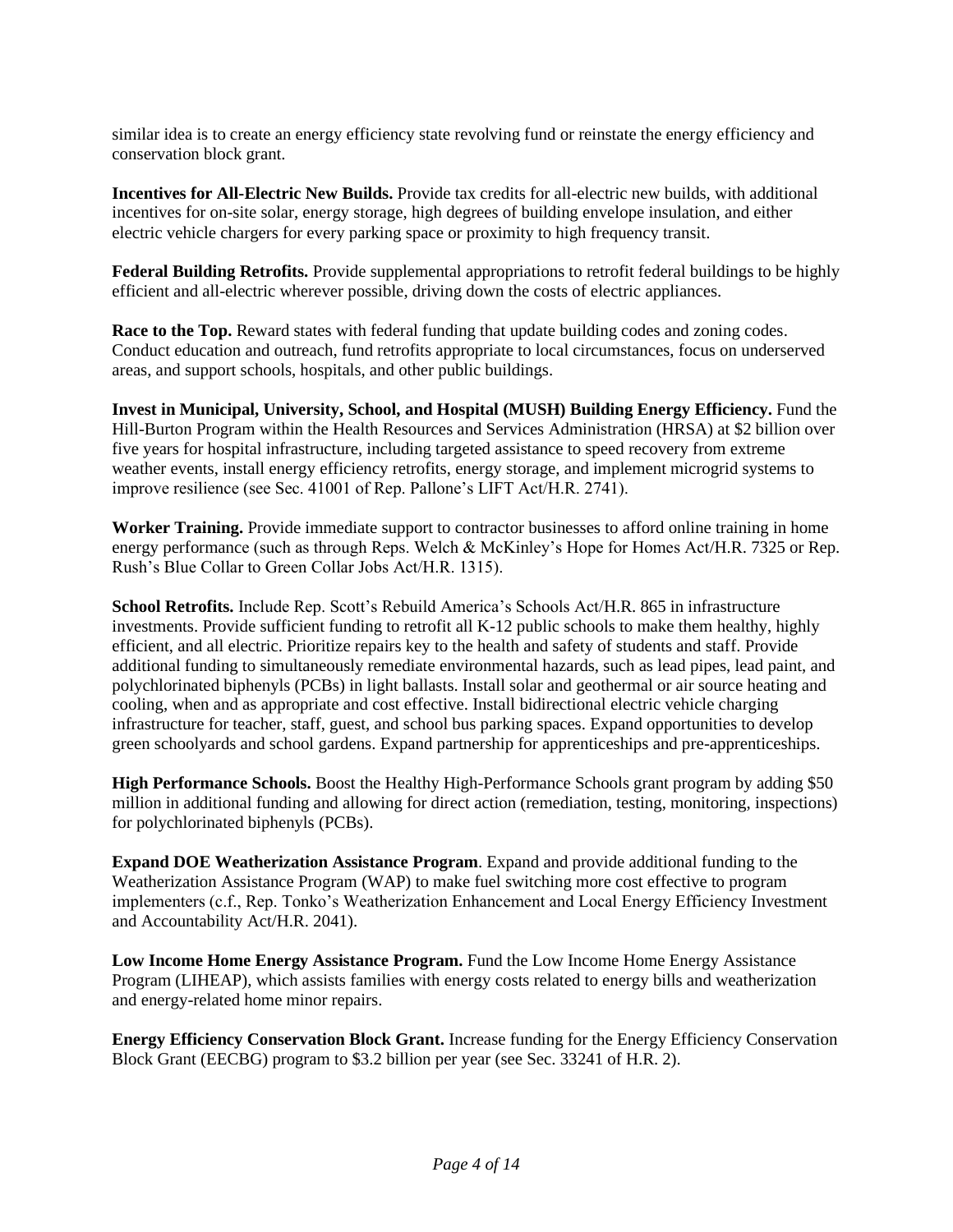similar idea is to create an energy efficiency state revolving fund or reinstate the energy efficiency and conservation block grant.

**Incentives for All-Electric New Builds.** Provide tax credits for all-electric new builds, with additional incentives for on-site solar, energy storage, high degrees of building envelope insulation, and either electric vehicle chargers for every parking space or proximity to high frequency transit.

**Federal Building Retrofits.** Provide supplemental appropriations to retrofit federal buildings to be highly efficient and all-electric wherever possible, driving down the costs of electric appliances.

**Race to the Top.** Reward states with federal funding that update building codes and zoning codes. Conduct education and outreach, fund retrofits appropriate to local circumstances, focus on underserved areas, and support schools, hospitals, and other public buildings.

**Invest in Municipal, University, School, and Hospital (MUSH) Building Energy Efficiency.** Fund the Hill-Burton Program within the Health Resources and Services Administration (HRSA) at $2 billion over five years for hospital infrastructure, including targeted assistance to speed recovery from extreme weather events, install energy efficiency retrofits, energy storage, and implement microgrid systems to improve resilience (see Sec. 41001 of Rep. Pallone's LIFT Act/H.R. 2741).

**Worker Training.** Provide immediate support to contractor businesses to afford online training in home energy performance (such as through Reps. Welch & McKinley's Hope for Homes Act/H.R. 7325 or Rep. Rush's Blue Collar to Green Collar Jobs Act/H.R. 1315).

**School Retrofits.** Include Rep. Scott's Rebuild America's Schools Act/H.R. 865 in infrastructure investments. Provide sufficient funding to retrofit all K-12 public schools to make them healthy, highly efficient, and all electric. Prioritize repairs key to the health and safety of students and staff. Provide additional funding to simultaneously remediate environmental hazards, such as lead pipes, lead paint, and polychlorinated biphenyls (PCBs) in light ballasts. Install solar and geothermal or air source heating and cooling, when and as appropriate and cost effective. Install bidirectional electric vehicle charging infrastructure for teacher, staff, guest, and school bus parking spaces. Expand opportunities to develop green schoolyards and school gardens. Expand partnership for apprenticeships and pre-apprenticeships.

**High Performance Schools.** Boost the Healthy High-Performance Schools grant program by adding $50 million in additional funding and allowing for direct action (remediation, testing, monitoring, inspections) for polychlorinated biphenyls (PCBs).

**Expand DOE Weatherization Assistance Program**. Expand and provide additional funding to the Weatherization Assistance Program (WAP) to make fuel switching more cost effective to program implementers (c.f., Rep. Tonko's Weatherization Enhancement and Local Energy Efficiency Investment and Accountability Act/H.R. 2041).

**Low Income Home Energy Assistance Program.** Fund the Low Income Home Energy Assistance Program (LIHEAP), which assists families with energy costs related to energy bills and weatherization and energy-related home minor repairs.

**Energy Efficiency Conservation Block Grant.** Increase funding for the Energy Efficiency Conservation Block Grant (EECBG) program to $3.2 billion per year (see Sec. 33241 of H.R. 2).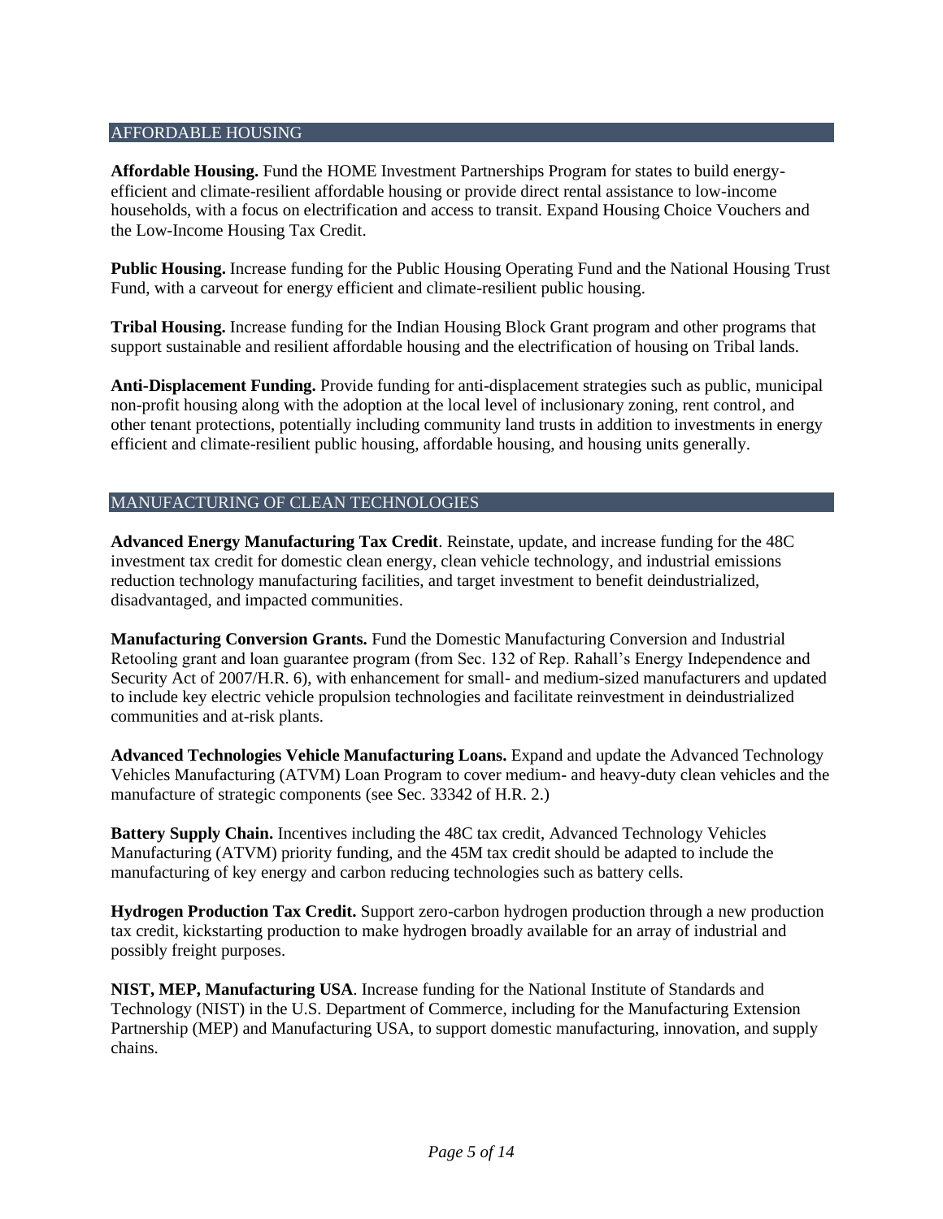## AFFORDABLE HOUSING

**Affordable Housing.** Fund the HOME Investment Partnerships Program for states to build energy-efficient and climate-resilient affordable housing or provide direct rental assistance to low-income households, with a focus on electrification and access to transit. Expand Housing Choice Vouchers and the Low-Income Housing Tax Credit.

**Public Housing.** Increase funding for the Public Housing Operating Fund and the National Housing Trust Fund, with a carveout for energy efficient and climate-resilient public housing.

**Tribal Housing.** Increase funding for the Indian Housing Block Grant program and other programs that support sustainable and resilient affordable housing and the electrification of housing on Tribal lands.

**Anti-Displacement Funding.** Provide funding for anti-displacement strategies such as public, municipal non-profit housing along with the adoption at the local level of inclusionary zoning, rent control, and other tenant protections, potentially including community land trusts in addition to investments in energy efficient and climate-resilient public housing, affordable housing, and housing units generally.

## MANUFACTURING OF CLEAN TECHNOLOGIES

**Advanced Energy Manufacturing Tax Credit**. Reinstate, update, and increase funding for the 48C investment tax credit for domestic clean energy, clean vehicle technology, and industrial emissions reduction technology manufacturing facilities, and target investment to benefit deindustrialized, disadvantaged, and impacted communities.

**Manufacturing Conversion Grants.** Fund the Domestic Manufacturing Conversion and Industrial Retooling grant and loan guarantee program (from Sec. 132 of Rep. Rahall's Energy Independence and Security Act of 2007/H.R. 6), with enhancement for small- and medium-sized manufacturers and updated to include key electric vehicle propulsion technologies and facilitate reinvestment in deindustrialized communities and at-risk plants.

**Advanced Technologies Vehicle Manufacturing Loans.** Expand and update the Advanced Technology Vehicles Manufacturing (ATVM) Loan Program to cover medium- and heavy-duty clean vehicles and the manufacture of strategic components (see Sec. 33342 of H.R. 2.)

**Battery Supply Chain.** Incentives including the 48C tax credit, Advanced Technology Vehicles Manufacturing (ATVM) priority funding, and the 45M tax credit should be adapted to include the manufacturing of key energy and carbon reducing technologies such as battery cells.

**Hydrogen Production Tax Credit.** Support zero-carbon hydrogen production through a new production tax credit, kickstarting production to make hydrogen broadly available for an array of industrial and possibly freight purposes.

**NIST, MEP, Manufacturing USA**. Increase funding for the National Institute of Standards and Technology (NIST) in the U.S. Department of Commerce, including for the Manufacturing Extension Partnership (MEP) and Manufacturing USA, to support domestic manufacturing, innovation, and supply chains.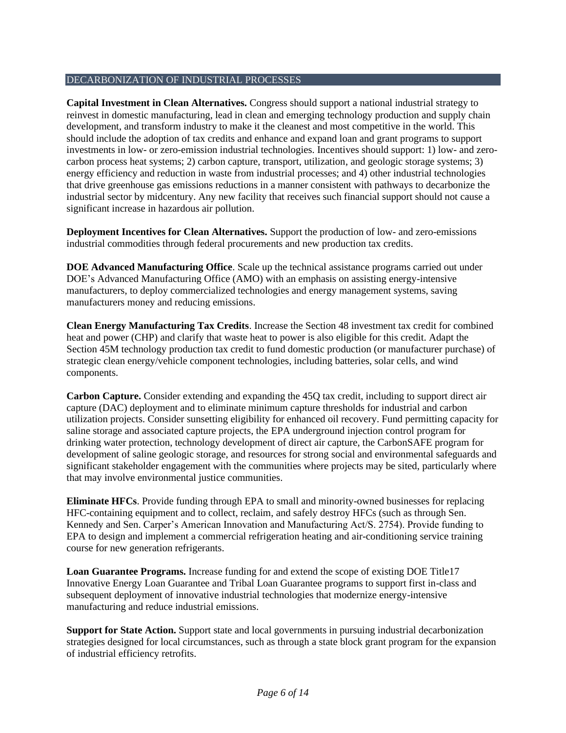## DECARBONIZATION OF INDUSTRIAL PROCESSES

**Capital Investment in Clean Alternatives.** Congress should support a national industrial strategy to reinvest in domestic manufacturing, lead in clean and emerging technology production and supply chain development, and transform industry to make it the cleanest and most competitive in the world. This should include the adoption of tax credits and enhance and expand loan and grant programs to support investments in low- or zero-emission industrial technologies. Incentives should support: 1) low- and zero-carbon process heat systems; 2) carbon capture, transport, utilization, and geologic storage systems; 3) energy efficiency and reduction in waste from industrial processes; and 4) other industrial technologies that drive greenhouse gas emissions reductions in a manner consistent with pathways to decarbonize the industrial sector by midcentury. Any new facility that receives such financial support should not cause a significant increase in hazardous air pollution.

**Deployment Incentives for Clean Alternatives.** Support the production of low- and zero-emissions industrial commodities through federal procurements and new production tax credits.

**DOE Advanced Manufacturing Office**. Scale up the technical assistance programs carried out under DOE's Advanced Manufacturing Office (AMO) with an emphasis on assisting energy-intensive manufacturers, to deploy commercialized technologies and energy management systems, saving manufacturers money and reducing emissions.

**Clean Energy Manufacturing Tax Credits**. Increase the Section 48 investment tax credit for combined heat and power (CHP) and clarify that waste heat to power is also eligible for this credit. Adapt the Section 45M technology production tax credit to fund domestic production (or manufacturer purchase) of strategic clean energy/vehicle component technologies, including batteries, solar cells, and wind components.

**Carbon Capture.** Consider extending and expanding the 45Q tax credit, including to support direct air capture (DAC) deployment and to eliminate minimum capture thresholds for industrial and carbon utilization projects. Consider sunsetting eligibility for enhanced oil recovery. Fund permitting capacity for saline storage and associated capture projects, the EPA underground injection control program for drinking water protection, technology development of direct air capture, the CarbonSAFE program for development of saline geologic storage, and resources for strong social and environmental safeguards and significant stakeholder engagement with the communities where projects may be sited, particularly where that may involve environmental justice communities.

**Eliminate HFCs**. Provide funding through EPA to small and minority-owned businesses for replacing HFC-containing equipment and to collect, reclaim, and safely destroy HFCs (such as through Sen. Kennedy and Sen. Carper's American Innovation and Manufacturing Act/S. 2754). Provide funding to EPA to design and implement a commercial refrigeration heating and air-conditioning service training course for new generation refrigerants.

**Loan Guarantee Programs.** Increase funding for and extend the scope of existing DOE Title17 Innovative Energy Loan Guarantee and Tribal Loan Guarantee programs to support first in-class and subsequent deployment of innovative industrial technologies that modernize energy-intensive manufacturing and reduce industrial emissions.

**Support for State Action.** Support state and local governments in pursuing industrial decarbonization strategies designed for local circumstances, such as through a state block grant program for the expansion of industrial efficiency retrofits.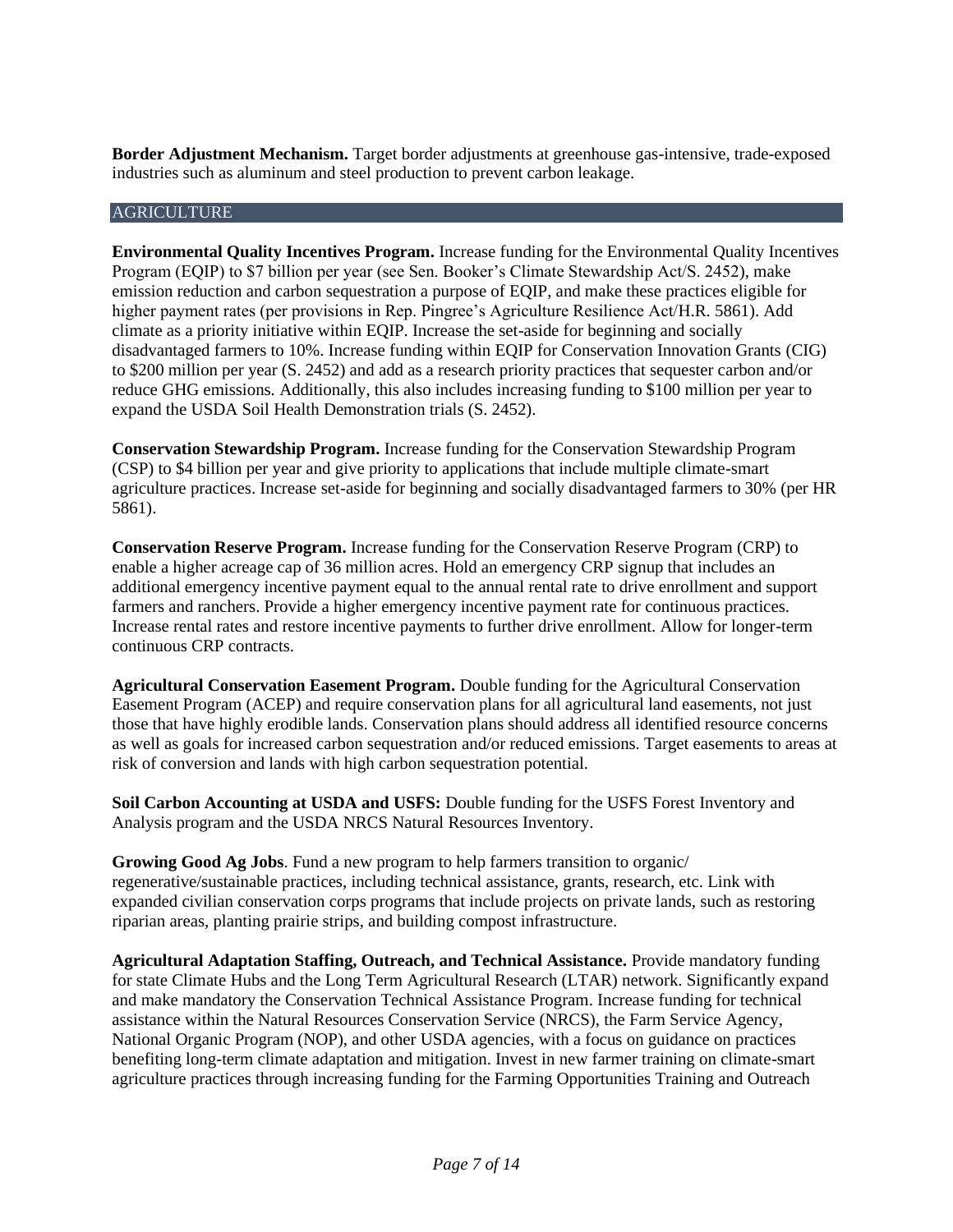**Border Adjustment Mechanism.** Target border adjustments at greenhouse gas-intensive, trade-exposed industries such as aluminum and steel production to prevent carbon leakage.

## AGRICULTURE

**Environmental Quality Incentives Program.** Increase funding for the Environmental Quality Incentives Program (EQIP) to $7 billion per year (see Sen. Booker's Climate Stewardship Act/S. 2452), make emission reduction and carbon sequestration a purpose of EQIP, and make these practices eligible for higher payment rates (per provisions in Rep. Pingree's Agriculture Resilience Act/H.R. 5861). Add climate as a priority initiative within EQIP. Increase the set-aside for beginning and socially disadvantaged farmers to 10%. Increase funding within EQIP for Conservation Innovation Grants (CIG) to $200 million per year (S. 2452) and add as a research priority practices that sequester carbon and/or reduce GHG emissions. Additionally, this also includes increasing funding to $100 million per year to expand the USDA Soil Health Demonstration trials (S. 2452).

**Conservation Stewardship Program.** Increase funding for the Conservation Stewardship Program (CSP) to $4 billion per year and give priority to applications that include multiple climate-smart agriculture practices. Increase set-aside for beginning and socially disadvantaged farmers to 30% (per HR 5861).

**Conservation Reserve Program.** Increase funding for the Conservation Reserve Program (CRP) to enable a higher acreage cap of 36 million acres. Hold an emergency CRP signup that includes an additional emergency incentive payment equal to the annual rental rate to drive enrollment and support farmers and ranchers. Provide a higher emergency incentive payment rate for continuous practices. Increase rental rates and restore incentive payments to further drive enrollment. Allow for longer-term continuous CRP contracts.

**Agricultural Conservation Easement Program.** Double funding for the Agricultural Conservation Easement Program (ACEP) and require conservation plans for all agricultural land easements, not just those that have highly erodible lands. Conservation plans should address all identified resource concerns as well as goals for increased carbon sequestration and/or reduced emissions. Target easements to areas at risk of conversion and lands with high carbon sequestration potential.

**Soil Carbon Accounting at USDA and USFS:** Double funding for the USFS Forest Inventory and Analysis program and the USDA NRCS Natural Resources Inventory.

**Growing Good Ag Jobs**. Fund a new program to help farmers transition to organic/ regenerative/sustainable practices, including technical assistance, grants, research, etc. Link with expanded civilian conservation corps programs that include projects on private lands, such as restoring riparian areas, planting prairie strips, and building compost infrastructure.

**Agricultural Adaptation Staffing, Outreach, and Technical Assistance.** Provide mandatory funding for state Climate Hubs and the Long Term Agricultural Research (LTAR) network. Significantly expand and make mandatory the Conservation Technical Assistance Program. Increase funding for technical assistance within the Natural Resources Conservation Service (NRCS), the Farm Service Agency, National Organic Program (NOP), and other USDA agencies, with a focus on guidance on practices benefiting long-term climate adaptation and mitigation. Invest in new farmer training on climate-smart agriculture practices through increasing funding for the Farming Opportunities Training and Outreach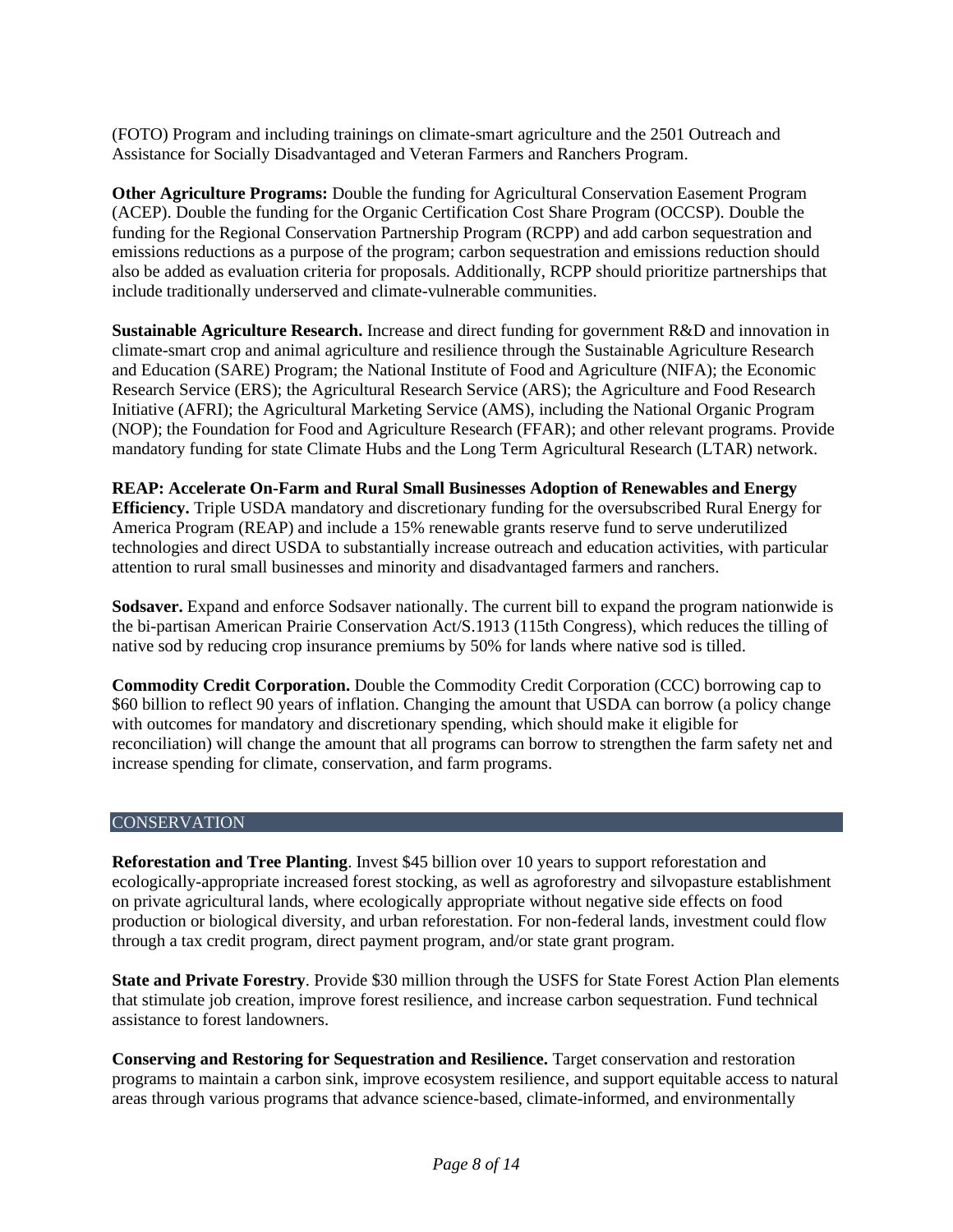(FOTO) Program and including trainings on climate-smart agriculture and the 2501 Outreach and Assistance for Socially Disadvantaged and Veteran Farmers and Ranchers Program.

**Other Agriculture Programs:** Double the funding for Agricultural Conservation Easement Program (ACEP). Double the funding for the Organic Certification Cost Share Program (OCCSP). Double the funding for the Regional Conservation Partnership Program (RCPP) and add carbon sequestration and emissions reductions as a purpose of the program; carbon sequestration and emissions reduction should also be added as evaluation criteria for proposals. Additionally, RCPP should prioritize partnerships that include traditionally underserved and climate-vulnerable communities.

**Sustainable Agriculture Research.** Increase and direct funding for government R&D and innovation in climate-smart crop and animal agriculture and resilience through the Sustainable Agriculture Research and Education (SARE) Program; the National Institute of Food and Agriculture (NIFA); the Economic Research Service (ERS); the Agricultural Research Service (ARS); the Agriculture and Food Research Initiative (AFRI); the Agricultural Marketing Service (AMS), including the National Organic Program (NOP); the Foundation for Food and Agriculture Research (FFAR); and other relevant programs. Provide mandatory funding for state Climate Hubs and the Long Term Agricultural Research (LTAR) network.

**REAP: Accelerate On-Farm and Rural Small Businesses Adoption of Renewables and Energy Efficiency.** Triple USDA mandatory and discretionary funding for the oversubscribed Rural Energy for America Program (REAP) and include a 15% renewable grants reserve fund to serve underutilized technologies and direct USDA to substantially increase outreach and education activities, with particular attention to rural small businesses and minority and disadvantaged farmers and ranchers.

**Sodsaver.** Expand and enforce Sodsaver nationally. The current bill to expand the program nationwide is the bi-partisan American Prairie Conservation Act/S.1913 (115th Congress), which reduces the tilling of native sod by reducing crop insurance premiums by 50% for lands where native sod is tilled.

**Commodity Credit Corporation.** Double the Commodity Credit Corporation (CCC) borrowing cap to $60 billion to reflect 90 years of inflation. Changing the amount that USDA can borrow (a policy change with outcomes for mandatory and discretionary spending, which should make it eligible for reconciliation) will change the amount that all programs can borrow to strengthen the farm safety net and increase spending for climate, conservation, and farm programs.

## CONSERVATION

**Reforestation and Tree Planting**. Invest $45 billion over 10 years to support reforestation and ecologically-appropriate increased forest stocking, as well as agroforestry and silvopasture establishment on private agricultural lands, where ecologically appropriate without negative side effects on food production or biological diversity, and urban reforestation. For non-federal lands, investment could flow through a tax credit program, direct payment program, and/or state grant program.

**State and Private Forestry**. Provide $30 million through the USFS for State Forest Action Plan elements that stimulate job creation, improve forest resilience, and increase carbon sequestration. Fund technical assistance to forest landowners.

**Conserving and Restoring for Sequestration and Resilience.** Target conservation and restoration programs to maintain a carbon sink, improve ecosystem resilience, and support equitable access to natural areas through various programs that advance science-based, climate-informed, and environmentally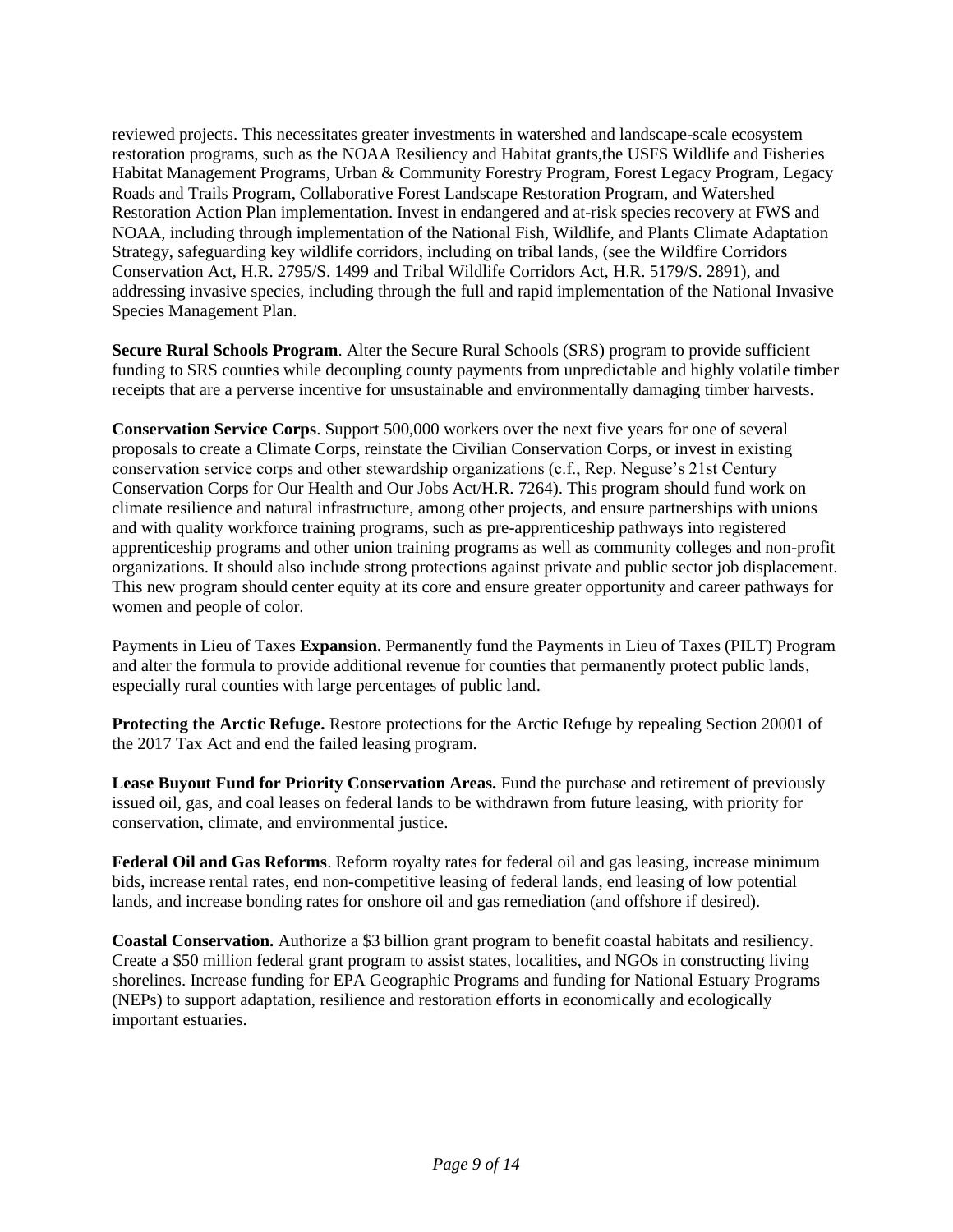reviewed projects. This necessitates greater investments in watershed and landscape-scale ecosystem restoration programs, such as the NOAA Resiliency and Habitat grants,the USFS Wildlife and Fisheries Habitat Management Programs, Urban & Community Forestry Program, Forest Legacy Program, Legacy Roads and Trails Program, Collaborative Forest Landscape Restoration Program, and Watershed Restoration Action Plan implementation. Invest in endangered and at-risk species recovery at FWS and NOAA, including through implementation of the National Fish, Wildlife, and Plants Climate Adaptation Strategy, safeguarding key wildlife corridors, including on tribal lands, (see the Wildfire Corridors Conservation Act, H.R. 2795/S. 1499 and Tribal Wildlife Corridors Act, H.R. 5179/S. 2891), and addressing invasive species, including through the full and rapid implementation of the National Invasive Species Management Plan.

**Secure Rural Schools Program**. Alter the Secure Rural Schools (SRS) program to provide sufficient funding to SRS counties while decoupling county payments from unpredictable and highly volatile timber receipts that are a perverse incentive for unsustainable and environmentally damaging timber harvests.

**Conservation Service Corps**. Support 500,000 workers over the next five years for one of several proposals to create a Climate Corps, reinstate the Civilian Conservation Corps, or invest in existing conservation service corps and other stewardship organizations (c.f., Rep. Neguse's 21st Century Conservation Corps for Our Health and Our Jobs Act/H.R. 7264). This program should fund work on climate resilience and natural infrastructure, among other projects, and ensure partnerships with unions and with quality workforce training programs, such as pre-apprenticeship pathways into registered apprenticeship programs and other union training programs as well as community colleges and non-profit organizations. It should also include strong protections against private and public sector job displacement. This new program should center equity at its core and ensure greater opportunity and career pathways for women and people of color.

Payments in Lieu of Taxes **Expansion.** Permanently fund the Payments in Lieu of Taxes (PILT) Program and alter the formula to provide additional revenue for counties that permanently protect public lands, especially rural counties with large percentages of public land.

**Protecting the Arctic Refuge.** Restore protections for the Arctic Refuge by repealing Section 20001 of the 2017 Tax Act and end the failed leasing program.

**Lease Buyout Fund for Priority Conservation Areas.** Fund the purchase and retirement of previously issued oil, gas, and coal leases on federal lands to be withdrawn from future leasing, with priority for conservation, climate, and environmental justice.

**Federal Oil and Gas Reforms**. Reform royalty rates for federal oil and gas leasing, increase minimum bids, increase rental rates, end non-competitive leasing of federal lands, end leasing of low potential lands, and increase bonding rates for onshore oil and gas remediation (and offshore if desired).

**Coastal Conservation.** Authorize a $3 billion grant program to benefit coastal habitats and resiliency. Create a $50 million federal grant program to assist states, localities, and NGOs in constructing living shorelines. Increase funding for EPA Geographic Programs and funding for National Estuary Programs (NEPs) to support adaptation, resilience and restoration efforts in economically and ecologically important estuaries.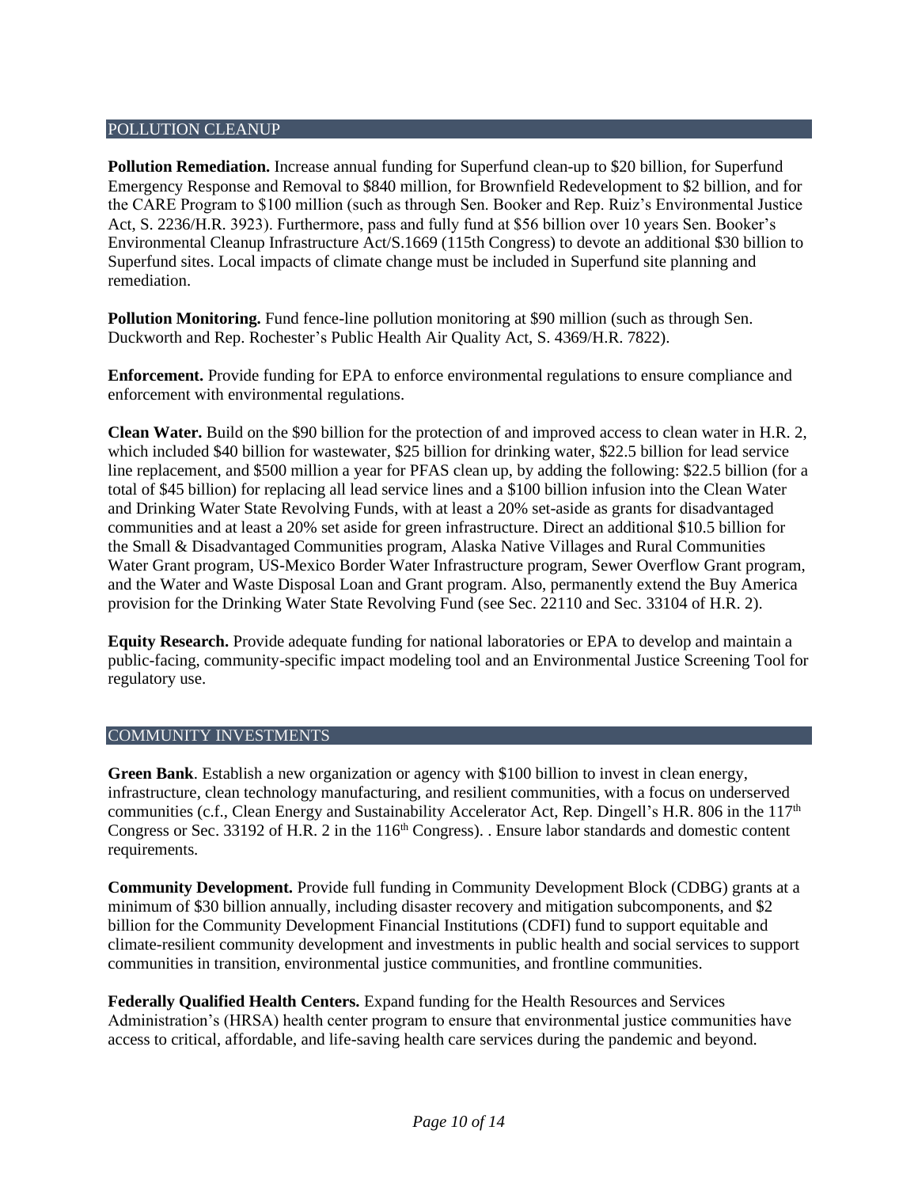## POLLUTION CLEANUP

**Pollution Remediation.** Increase annual funding for Superfund clean-up to $20 billion, for Superfund Emergency Response and Removal to $840 million, for Brownfield Redevelopment to $2 billion, and for the CARE Program to $100 million (such as through Sen. Booker and Rep. Ruiz's Environmental Justice Act, S. 2236/H.R. 3923). Furthermore, pass and fully fund at $56 billion over 10 years Sen. Booker's Environmental Cleanup Infrastructure Act/S.1669 (115th Congress) to devote an additional $30 billion to Superfund sites. Local impacts of climate change must be included in Superfund site planning and remediation.

**Pollution Monitoring.** Fund fence-line pollution monitoring at $90 million (such as through Sen. Duckworth and Rep. Rochester's Public Health Air Quality Act, S. 4369/H.R. 7822).

**Enforcement.** Provide funding for EPA to enforce environmental regulations to ensure compliance and enforcement with environmental regulations.

**Clean Water.** Build on the $90 billion for the protection of and improved access to clean water in H.R. 2, which included $40 billion for wastewater, $25 billion for drinking water, $22.5 billion for lead service line replacement, and $500 million a year for PFAS clean up, by adding the following: $22.5 billion (for a total of $45 billion) for replacing all lead service lines and a $100 billion infusion into the Clean Water and Drinking Water State Revolving Funds, with at least a 20% set-aside as grants for disadvantaged communities and at least a 20% set aside for green infrastructure. Direct an additional $10.5 billion for the Small & Disadvantaged Communities program, Alaska Native Villages and Rural Communities Water Grant program, US-Mexico Border Water Infrastructure program, Sewer Overflow Grant program, and the Water and Waste Disposal Loan and Grant program. Also, permanently extend the Buy America provision for the Drinking Water State Revolving Fund (see Sec. 22110 and Sec. 33104 of H.R. 2).

**Equity Research.** Provide adequate funding for national laboratories or EPA to develop and maintain a public-facing, community-specific impact modeling tool and an Environmental Justice Screening Tool for regulatory use.

## COMMUNITY INVESTMENTS

**Green Bank**. Establish a new organization or agency with $100 billion to invest in clean energy, infrastructure, clean technology manufacturing, and resilient communities, with a focus on underserved communities (c.f., Clean Energy and Sustainability Accelerator Act, Rep. Dingell's H.R. 806 in the 117th Congress or Sec. 33192 of H.R. 2 in the 116th Congress). . Ensure labor standards and domestic content requirements.

**Community Development.** Provide full funding in Community Development Block (CDBG) grants at a minimum of $30 billion annually, including disaster recovery and mitigation subcomponents, and $2 billion for the Community Development Financial Institutions (CDFI) fund to support equitable and climate-resilient community development and investments in public health and social services to support communities in transition, environmental justice communities, and frontline communities.

**Federally Qualified Health Centers.** Expand funding for the Health Resources and Services Administration's (HRSA) health center program to ensure that environmental justice communities have access to critical, affordable, and life-saving health care services during the pandemic and beyond.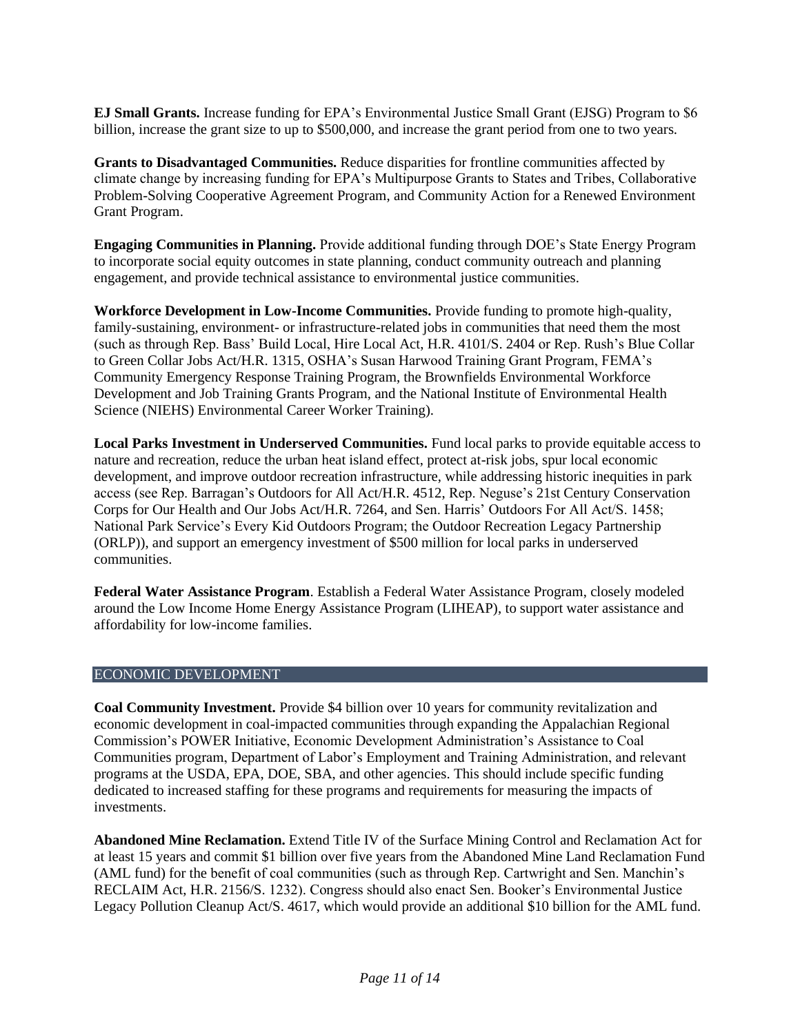**EJ Small Grants.** Increase funding for EPA's Environmental Justice Small Grant (EJSG) Program to $6 billion, increase the grant size to up to $500,000, and increase the grant period from one to two years.

**Grants to Disadvantaged Communities.** Reduce disparities for frontline communities affected by climate change by increasing funding for EPA's Multipurpose Grants to States and Tribes, Collaborative Problem-Solving Cooperative Agreement Program, and Community Action for a Renewed Environment Grant Program.

**Engaging Communities in Planning.** Provide additional funding through DOE's State Energy Program to incorporate social equity outcomes in state planning, conduct community outreach and planning engagement, and provide technical assistance to environmental justice communities.

**Workforce Development in Low-Income Communities.** Provide funding to promote high-quality, family-sustaining, environment- or infrastructure-related jobs in communities that need them the most (such as through Rep. Bass' Build Local, Hire Local Act, H.R. 4101/S. 2404 or Rep. Rush's Blue Collar to Green Collar Jobs Act/H.R. 1315, OSHA's Susan Harwood Training Grant Program, FEMA's Community Emergency Response Training Program, the Brownfields Environmental Workforce Development and Job Training Grants Program, and the National Institute of Environmental Health Science (NIEHS) Environmental Career Worker Training).

**Local Parks Investment in Underserved Communities.** Fund local parks to provide equitable access to nature and recreation, reduce the urban heat island effect, protect at-risk jobs, spur local economic development, and improve outdoor recreation infrastructure, while addressing historic inequities in park access (see Rep. Barragan's Outdoors for All Act/H.R. 4512, Rep. Neguse's 21st Century Conservation Corps for Our Health and Our Jobs Act/H.R. 7264, and Sen. Harris' Outdoors For All Act/S. 1458; National Park Service's Every Kid Outdoors Program; the Outdoor Recreation Legacy Partnership (ORLP)), and support an emergency investment of $500 million for local parks in underserved communities.

**Federal Water Assistance Program**. Establish a Federal Water Assistance Program, closely modeled around the Low Income Home Energy Assistance Program (LIHEAP), to support water assistance and affordability for low-income families.

## ECONOMIC DEVELOPMENT

**Coal Community Investment.** Provide $4 billion over 10 years for community revitalization and economic development in coal-impacted communities through expanding the Appalachian Regional Commission's POWER Initiative, Economic Development Administration's Assistance to Coal Communities program, Department of Labor's Employment and Training Administration, and relevant programs at the USDA, EPA, DOE, SBA, and other agencies. This should include specific funding dedicated to increased staffing for these programs and requirements for measuring the impacts of investments.

**Abandoned Mine Reclamation.** Extend Title IV of the Surface Mining Control and Reclamation Act for at least 15 years and commit $1 billion over five years from the Abandoned Mine Land Reclamation Fund (AML fund) for the benefit of coal communities (such as through Rep. Cartwright and Sen. Manchin's RECLAIM Act, H.R. 2156/S. 1232). Congress should also enact Sen. Booker's Environmental Justice Legacy Pollution Cleanup Act/S. 4617, which would provide an additional $10 billion for the AML fund.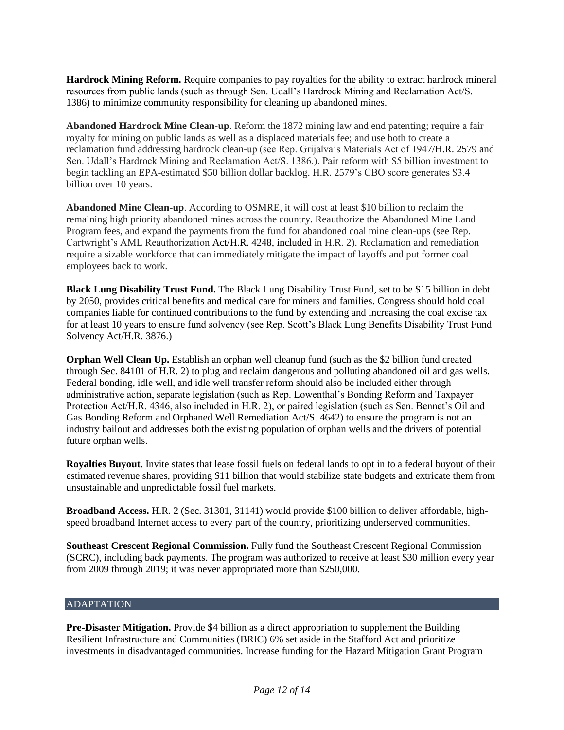**Hardrock Mining Reform.** Require companies to pay royalties for the ability to extract hardrock mineral resources from public lands (such as through Sen. Udall's Hardrock Mining and Reclamation Act/S. 1386) to minimize community responsibility for cleaning up abandoned mines.

**Abandoned Hardrock Mine Clean-up**. Reform the 1872 mining law and end patenting; require a fair royalty for mining on public lands as well as a displaced materials fee; and use both to create a reclamation fund addressing hardrock clean-up (see Rep. Grijalva's Materials Act of 1947/H.R. 2579 and Sen. Udall's Hardrock Mining and Reclamation Act/S. 1386.). Pair reform with $5 billion investment to begin tackling an EPA-estimated $50 billion dollar backlog. H.R. 2579's CBO score generates $3.4 billion over 10 years.

**Abandoned Mine Clean-up**. According to OSMRE, it will cost at least $10 billion to reclaim the remaining high priority abandoned mines across the country. Reauthorize the Abandoned Mine Land Program fees, and expand the payments from the fund for abandoned coal mine clean-ups (see Rep. Cartwright's AML Reauthorization Act/H.R. 4248, included in H.R. 2). Reclamation and remediation require a sizable workforce that can immediately mitigate the impact of layoffs and put former coal employees back to work.

**Black Lung Disability Trust Fund.** The Black Lung Disability Trust Fund, set to be $15 billion in debt by 2050, provides critical benefits and medical care for miners and families. Congress should hold coal companies liable for continued contributions to the fund by extending and increasing the coal excise tax for at least 10 years to ensure fund solvency (see Rep. Scott's Black Lung Benefits Disability Trust Fund Solvency Act/H.R. 3876.)

**Orphan Well Clean Up.** Establish an orphan well cleanup fund (such as the $2 billion fund created through Sec. 84101 of H.R. 2) to plug and reclaim dangerous and polluting abandoned oil and gas wells. Federal bonding, idle well, and idle well transfer reform should also be included either through administrative action, separate legislation (such as Rep. Lowenthal's Bonding Reform and Taxpayer Protection Act/H.R. 4346, also included in H.R. 2), or paired legislation (such as Sen. Bennet's Oil and Gas Bonding Reform and Orphaned Well Remediation Act/S. 4642) to ensure the program is not an industry bailout and addresses both the existing population of orphan wells and the drivers of potential future orphan wells.

**Royalties Buyout.** Invite states that lease fossil fuels on federal lands to opt in to a federal buyout of their estimated revenue shares, providing $11 billion that would stabilize state budgets and extricate them from unsustainable and unpredictable fossil fuel markets.

**Broadband Access.** H.R. 2 (Sec. 31301, 31141) would provide $100 billion to deliver affordable, high-speed broadband Internet access to every part of the country, prioritizing underserved communities.

**Southeast Crescent Regional Commission.** Fully fund the Southeast Crescent Regional Commission (SCRC), including back payments. The program was authorized to receive at least $30 million every year from 2009 through 2019; it was never appropriated more than $250,000.

## ADAPTATION

**Pre-Disaster Mitigation.** Provide $4 billion as a direct appropriation to supplement the Building Resilient Infrastructure and Communities (BRIC) 6% set aside in the Stafford Act and prioritize investments in disadvantaged communities. Increase funding for the Hazard Mitigation Grant Program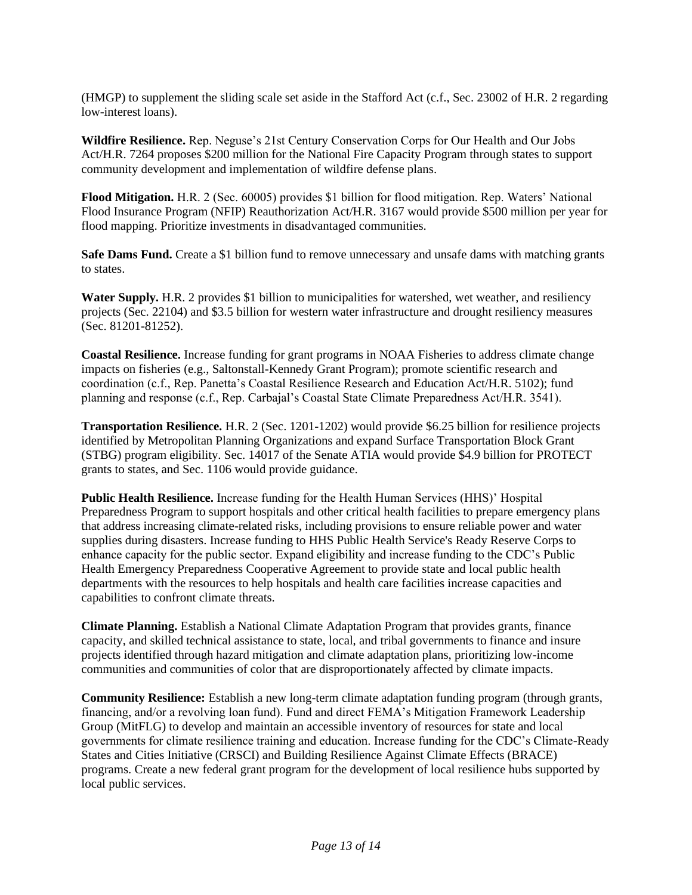(HMGP) to supplement the sliding scale set aside in the Stafford Act (c.f., Sec. 23002 of H.R. 2 regarding low-interest loans).

**Wildfire Resilience.** Rep. Neguse's 21st Century Conservation Corps for Our Health and Our Jobs Act/H.R. 7264 proposes $200 million for the National Fire Capacity Program through states to support community development and implementation of wildfire defense plans.

**Flood Mitigation.** H.R. 2 (Sec. 60005) provides $1 billion for flood mitigation. Rep. Waters' National Flood Insurance Program (NFIP) Reauthorization Act/H.R. 3167 would provide $500 million per year for flood mapping. Prioritize investments in disadvantaged communities.

**Safe Dams Fund.** Create a $1 billion fund to remove unnecessary and unsafe dams with matching grants to states.

**Water Supply.** H.R. 2 provides $1 billion to municipalities for watershed, wet weather, and resiliency projects (Sec. 22104) and $3.5 billion for western water infrastructure and drought resiliency measures (Sec. 81201-81252).

**Coastal Resilience.** Increase funding for grant programs in NOAA Fisheries to address climate change impacts on fisheries (e.g., Saltonstall-Kennedy Grant Program); promote scientific research and coordination (c.f., Rep. Panetta's Coastal Resilience Research and Education Act/H.R. 5102); fund planning and response (c.f., Rep. Carbajal's Coastal State Climate Preparedness Act/H.R. 3541).

**Transportation Resilience.** H.R. 2 (Sec. 1201-1202) would provide $6.25 billion for resilience projects identified by Metropolitan Planning Organizations and expand Surface Transportation Block Grant (STBG) program eligibility. Sec. 14017 of the Senate ATIA would provide $4.9 billion for PROTECT grants to states, and Sec. 1106 would provide guidance.

**Public Health Resilience.** Increase funding for the Health Human Services (HHS)' Hospital Preparedness Program to support hospitals and other critical health facilities to prepare emergency plans that address increasing climate-related risks, including provisions to ensure reliable power and water supplies during disasters. Increase funding to HHS Public Health Service's Ready Reserve Corps to enhance capacity for the public sector. Expand eligibility and increase funding to the CDC's Public Health Emergency Preparedness Cooperative Agreement to provide state and local public health departments with the resources to help hospitals and health care facilities increase capacities and capabilities to confront climate threats.

**Climate Planning.** Establish a National Climate Adaptation Program that provides grants, finance capacity, and skilled technical assistance to state, local, and tribal governments to finance and insure projects identified through hazard mitigation and climate adaptation plans, prioritizing low-income communities and communities of color that are disproportionately affected by climate impacts.

**Community Resilience:** Establish a new long-term climate adaptation funding program (through grants, financing, and/or a revolving loan fund). Fund and direct FEMA's Mitigation Framework Leadership Group (MitFLG) to develop and maintain an accessible inventory of resources for state and local governments for climate resilience training and education. Increase funding for the CDC's Climate-Ready States and Cities Initiative (CRSCI) and Building Resilience Against Climate Effects (BRACE) programs. Create a new federal grant program for the development of local resilience hubs supported by local public services.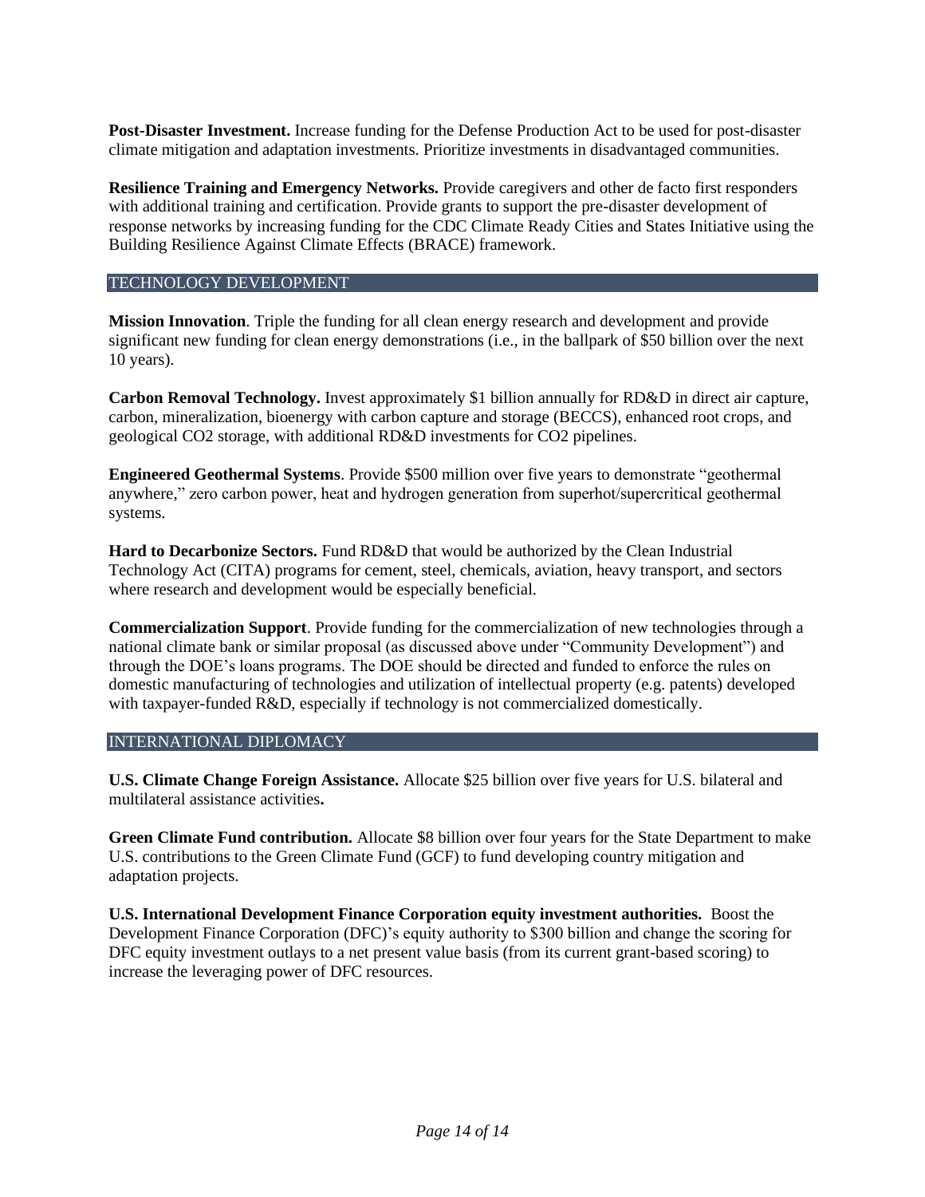**Post-Disaster Investment.** Increase funding for the Defense Production Act to be used for post-disaster climate mitigation and adaptation investments. Prioritize investments in disadvantaged communities.

**Resilience Training and Emergency Networks.** Provide caregivers and other de facto first responders with additional training and certification. Provide grants to support the pre-disaster development of response networks by increasing funding for the CDC Climate Ready Cities and States Initiative using the Building Resilience Against Climate Effects (BRACE) framework.

## TECHNOLOGY DEVELOPMENT

**Mission Innovation**. Triple the funding for all clean energy research and development and provide significant new funding for clean energy demonstrations (i.e., in the ballpark of $50 billion over the next 10 years).

**Carbon Removal Technology.** Invest approximately $1 billion annually for RD&D in direct air capture, carbon, mineralization, bioenergy with carbon capture and storage (BECCS), enhanced root crops, and geological $CO_2$ storage, with additional RD&D investments for $CO_2$ pipelines.

**Engineered Geothermal Systems**. Provide $500 million over five years to demonstrate "geothermal anywhere," zero carbon power, heat and hydrogen generation from superhot/supercritical geothermal systems.

**Hard to Decarbonize Sectors.** Fund RD&D that would be authorized by the Clean Industrial Technology Act (CITA) programs for cement, steel, chemicals, aviation, heavy transport, and sectors where research and development would be especially beneficial.

**Commercialization Support**. Provide funding for the commercialization of new technologies through a national climate bank or similar proposal (as discussed above under "Community Development") and through the DOE's loans programs. The DOE should be directed and funded to enforce the rules on domestic manufacturing of technologies and utilization of intellectual property (e.g. patents) developed with taxpayer-funded R&D, especially if technology is not commercialized domestically.

## INTERNATIONAL DIPLOMACY

**U.S. Climate Change Foreign Assistance.** Allocate $25 billion over five years for U.S. bilateral and multilateral assistance activities**.**

**Green Climate Fund contribution.** Allocate $8 billion over four years for the State Department to make U.S. contributions to the Green Climate Fund (GCF) to fund developing country mitigation and adaptation projects.

**U.S. International Development Finance Corporation equity investment authorities.** Boost the Development Finance Corporation (DFC)'s equity authority to $300 billion and change the scoring for DFC equity investment outlays to a net present value basis (from its current grant-based scoring) to increase the leveraging power of DFC resources.